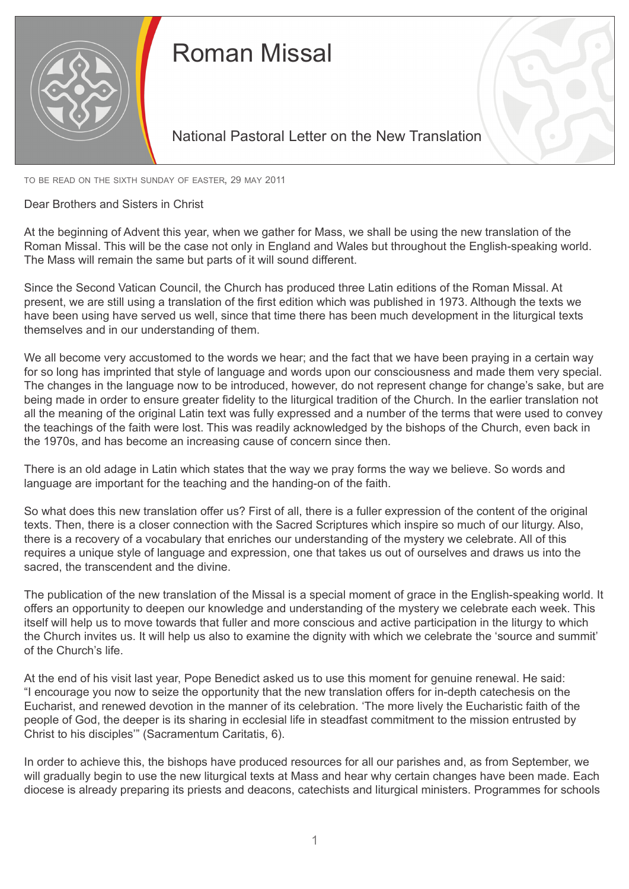# Roman Missal

## National Pastoral Letter on the New Translation

TO BE READ ON THE SIXTH SUNDAY OF EASTER, 29 MAY 2011

Dear Brothers and Sisters in Christ

At the beginning of Advent this year, when we gather for Mass, we shall be using the new translation of the Roman Missal. This will be the case not only in England and Wales but throughout the English-speaking world. The Mass will remain the same but parts of it will sound different.

Since the Second Vatican Council, the Church has produced three Latin editions of the Roman Missal. At present, we are still using a translation of the first edition which was published in 1973. Although the texts we have been using have served us well, since that time there has been much development in the liturgical texts themselves and in our understanding of them.

We all become very accustomed to the words we hear; and the fact that we have been praying in a certain way for so long has imprinted that style of language and words upon our consciousness and made them very special. The changes in the language now to be introduced, however, do not represent change for change's sake, but are being made in order to ensure greater fidelity to the liturgical tradition of the Church. In the earlier translation not all the meaning of the original Latin text was fully expressed and a number of the terms that were used to convey the teachings of the faith were lost. This was readily acknowledged by the bishops of the Church, even back in the 1970s, and has become an increasing cause of concern since then.

There is an old adage in Latin which states that the way we pray forms the way we believe. So words and language are important for the teaching and the handing-on of the faith.

So what does this new translation offer us? First of all, there is a fuller expression of the content of the original texts. Then, there is a closer connection with the Sacred Scriptures which inspire so much of our liturgy. Also, there is a recovery of a vocabulary that enriches our understanding of the mystery we celebrate. All of this requires a unique style of language and expression, one that takes us out of ourselves and draws us into the sacred, the transcendent and the divine.

The publication of the new translation of the Missal is a special moment of grace in the English-speaking world. It offers an opportunity to deepen our knowledge and understanding of the mystery we celebrate each week. This itself will help us to move towards that fuller and more conscious and active participation in the liturgy to which the Church invites us. It will help us also to examine the dignity with which we celebrate the 'source and summit' of the Church's life.

At the end of his visit last year, Pope Benedict asked us to use this moment for genuine renewal. He said: "I encourage you now to seize the opportunity that the new translation offers for in-depth catechesis on the Eucharist, and renewed devotion in the manner of its celebration. 'The more lively the Eucharistic faith of the people of God, the deeper is its sharing in ecclesial life in steadfast commitment to the mission entrusted by Christ to his disciples'" (Sacramentum Caritatis, 6).

In order to achieve this, the bishops have produced resources for all our parishes and, as from September, we will gradually begin to use the new liturgical texts at Mass and hear why certain changes have been made. Each diocese is already preparing its priests and deacons, catechists and liturgical ministers. Programmes for schools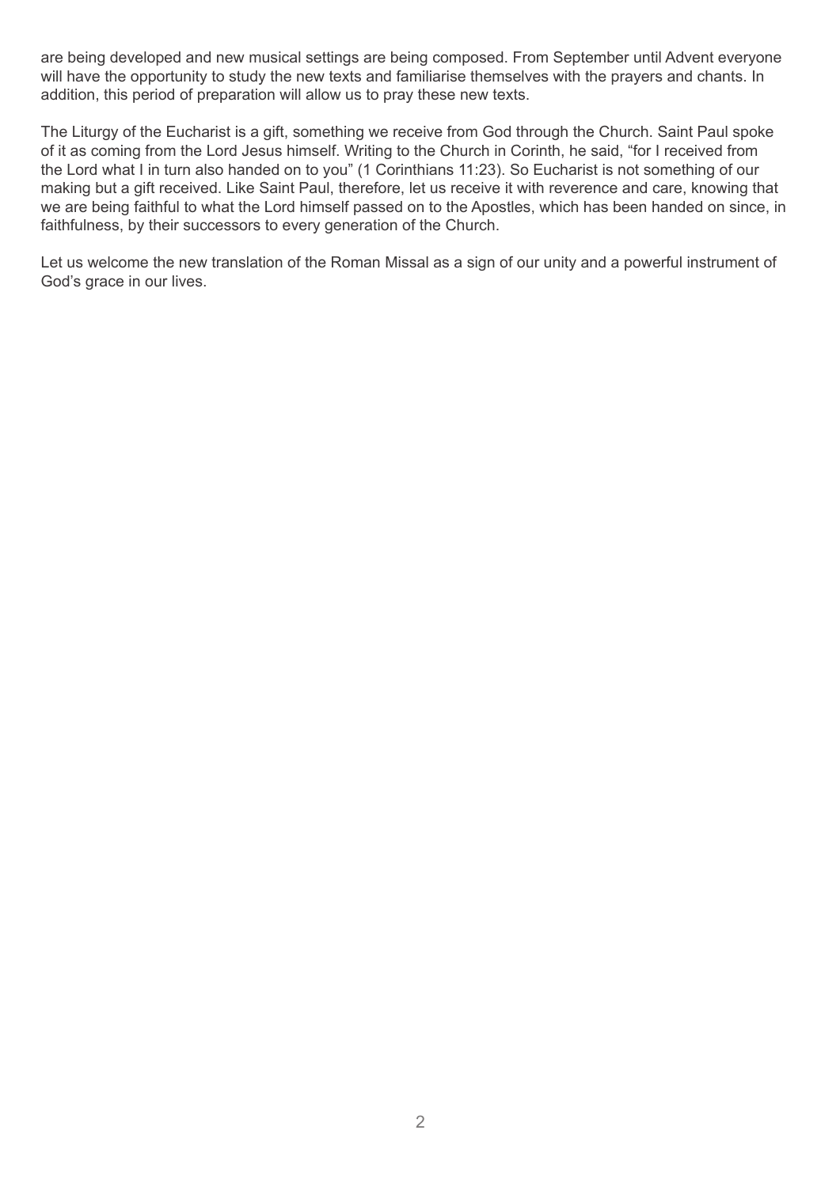are being developed and new musical settings are being composed. From September until Advent everyone will have the opportunity to study the new texts and familiarise themselves with the prayers and chants. In addition, this period of preparation will allow us to pray these new texts.

The Liturgy of the Eucharist is a gift, something we receive from God through the Church. Saint Paul spoke of it as coming from the Lord Jesus himself. Writing to the Church in Corinth, he said, "for I received from the Lord what I in turn also handed on to you" (1 Corinthians 11:23). So Eucharist is not something of our making but a gift received. Like Saint Paul, therefore, let us receive it with reverence and care, knowing that we are being faithful to what the Lord himself passed on to the Apostles, which has been handed on since, in faithfulness, by their successors to every generation of the Church.

Let us welcome the new translation of the Roman Missal as a sign of our unity and a powerful instrument of God's grace in our lives.